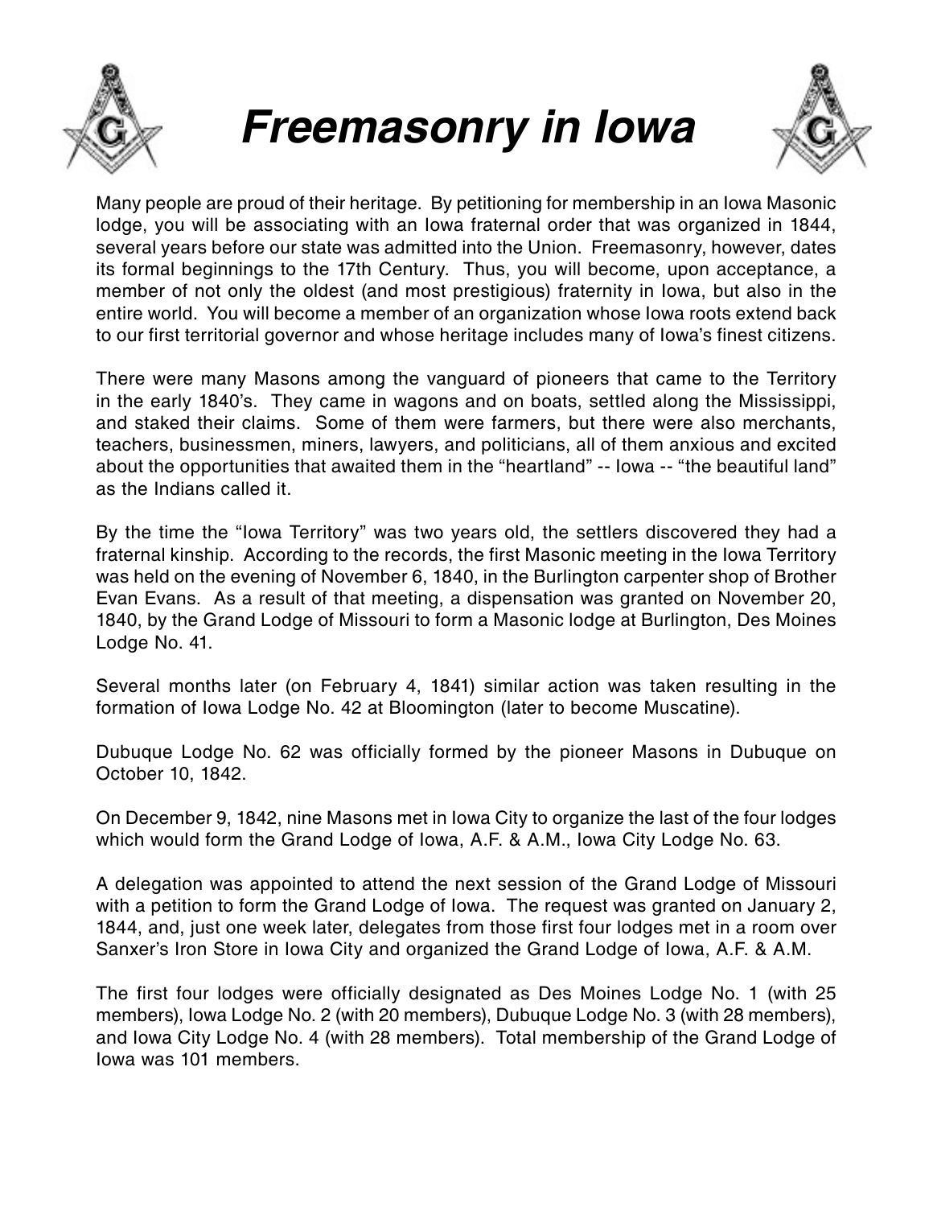# *Freemasonry in Iowa*

Many people are proud of their heritage. By petitioning for membership in an Iowa Masonic lodge, you will be associating with an Iowa fraternal order that was organized in 1844, several years before our state was admitted into the Union. Freemasonry, however, dates its formal beginnings to the 17th Century. Thus, you will become, upon acceptance, a member of not only the oldest (and most prestigious) fraternity in Iowa, but also in the entire world. You will become a member of an organization whose Iowa roots extend back to our first territorial governor and whose heritage includes many of Iowa's finest citizens.

There were many Masons among the vanguard of pioneers that came to the Territory in the early 1840's. They came in wagons and on boats, settled along the Mississippi, and staked their claims. Some of them were farmers, but there were also merchants, teachers, businessmen, miners, lawyers, and politicians, all of them anxious and excited about the opportunities that awaited them in the "heartland" -- Iowa -- "the beautiful land" as the Indians called it.

By the time the "Iowa Territory" was two years old, the settlers discovered they had a fraternal kinship. According to the records, the first Masonic meeting in the Iowa Territory was held on the evening of November 6, 1840, in the Burlington carpenter shop of Brother Evan Evans. As a result of that meeting, a dispensation was granted on November 20, 1840, by the Grand Lodge of Missouri to form a Masonic lodge at Burlington, Des Moines Lodge No. 41.

Several months later (on February 4, 1841) similar action was taken resulting in the formation of Iowa Lodge No. 42 at Bloomington (later to become Muscatine).

Dubuque Lodge No. 62 was officially formed by the pioneer Masons in Dubuque on October 10, 1842.

On December 9, 1842, nine Masons met in Iowa City to organize the last of the four lodges which would form the Grand Lodge of Iowa, A.F. & A.M., Iowa City Lodge No. 63.

A delegation was appointed to attend the next session of the Grand Lodge of Missouri with a petition to form the Grand Lodge of Iowa. The request was granted on January 2, 1844, and, just one week later, delegates from those first four lodges met in a room over Sanxer's Iron Store in Iowa City and organized the Grand Lodge of Iowa, A.F. & A.M.

The first four lodges were officially designated as Des Moines Lodge No. 1 (with 25 members), Iowa Lodge No. 2 (with 20 members), Dubuque Lodge No. 3 (with 28 members), and Iowa City Lodge No. 4 (with 28 members). Total membership of the Grand Lodge of Iowa was 101 members.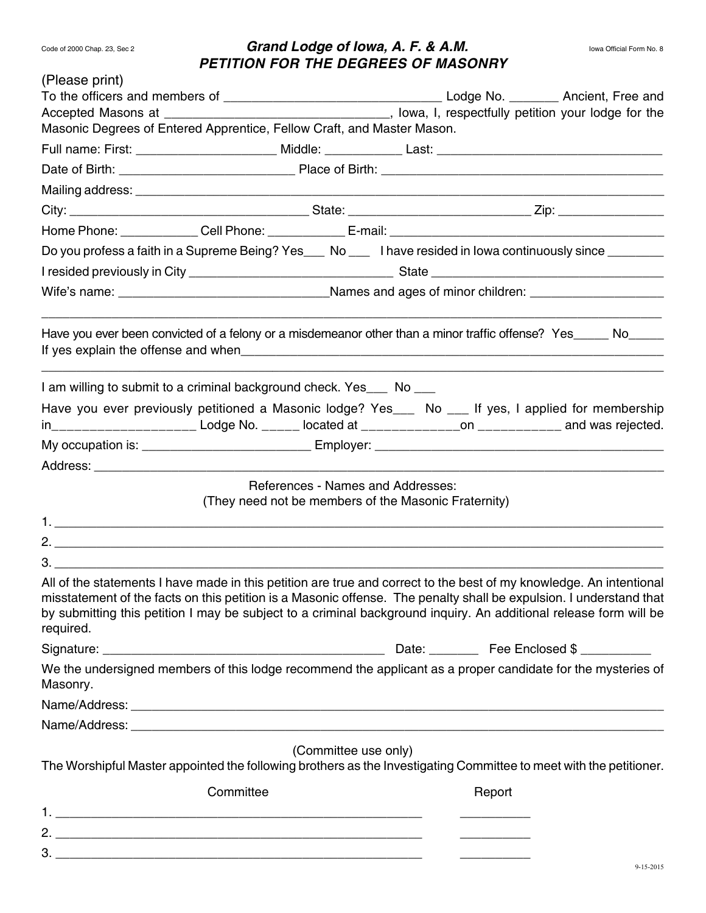Code of 2000 Chap. 23, Sec 2

# *Grand Lodge of Iowa, A. F. & A.M.*

Iowa Official Form No. 8

## *PETITION FOR THE DEGREES OF MASONRY*

(Please print)

To the officers and members of ______________________________ Lodge No. _______ Ancient, Free and Accepted Masons at _______________________________, Iowa, I, respectfully petition your lodge for the Masonic Degrees of Entered Apprentice, Fellow Craft, and Master Mason.

Full name: First: ____________________ Middle: ___________ Last: ________________________________

Date of Birth: _________________________ Place of Birth: _________________________________________

Mailing address: _________________________________________________________________________

City: ___________________________________ State: __________________________ Zip: _______________

Home Phone: ___________ Cell Phone: ___________ E-mail: _________________________________________

Do you profess a faith in a Supreme Being? Yes___ No ___ I have resided in Iowa continuously since ________

I resided previously in City ______________________________ State ___________________________________

Wife's name: ______________________________Names and ages of minor children: ___________________

_____________________________________________________________________________________

Have you ever been convicted of a felony or a misdemeanor other than a minor traffic offense? Yes_____ No_____

If yes explain the offense and when_____________________________________________________________

_____________________________________________________________________________________

I am willing to submit to a criminal background check. Yes___ No ___

Have you ever previously petitioned a Masonic lodge? Yes___ No ___ If yes, I applied for membership in___________________ Lodge No. _____ located at _____________on ___________ and was rejected.

My occupation is: ________________________ Employer: __________________________________________

Address: _________________________________________________________________________________

References - Names and Addresses:
(They need not be members of the Masonic Fraternity)

1. _____________________________________________________________________________________
2. _____________________________________________________________________________________
3. _____________________________________________________________________________________

All of the statements I have made in this petition are true and correct to the best of my knowledge. An intentional misstatement of the facts on this petition is a Masonic offense. The penalty shall be expulsion. I understand that by submitting this petition I may be subject to a criminal background inquiry. An additional release form will be required.

Signature: __________________________________________ Date: _______ Fee Enclosed $ __________

We the undersigned members of this lodge recommend the applicant as a proper candidate for the mysteries of Masonry.

Name/Address: ____________________________________________________________________________

Name/Address: ____________________________________________________________________________

(Committee use only)

The Worshipful Master appointed the following brothers as the Investigating Committee to meet with the petitioner.

| Committee | Report |
|---|---|
| 1. _______________________________________________ | __________ |
| 2. _______________________________________________ | __________ |
| 3. _______________________________________________ | __________ |

9-15-2015